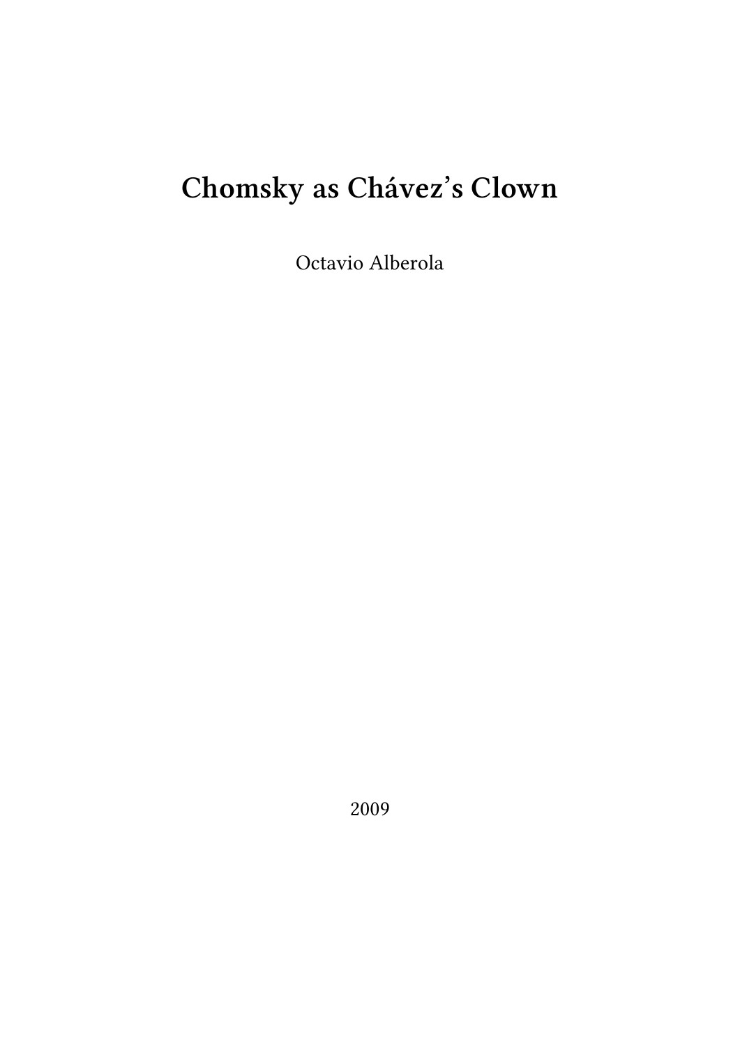# Chomsky as Chávez's Clown

Octavio Alberola

2009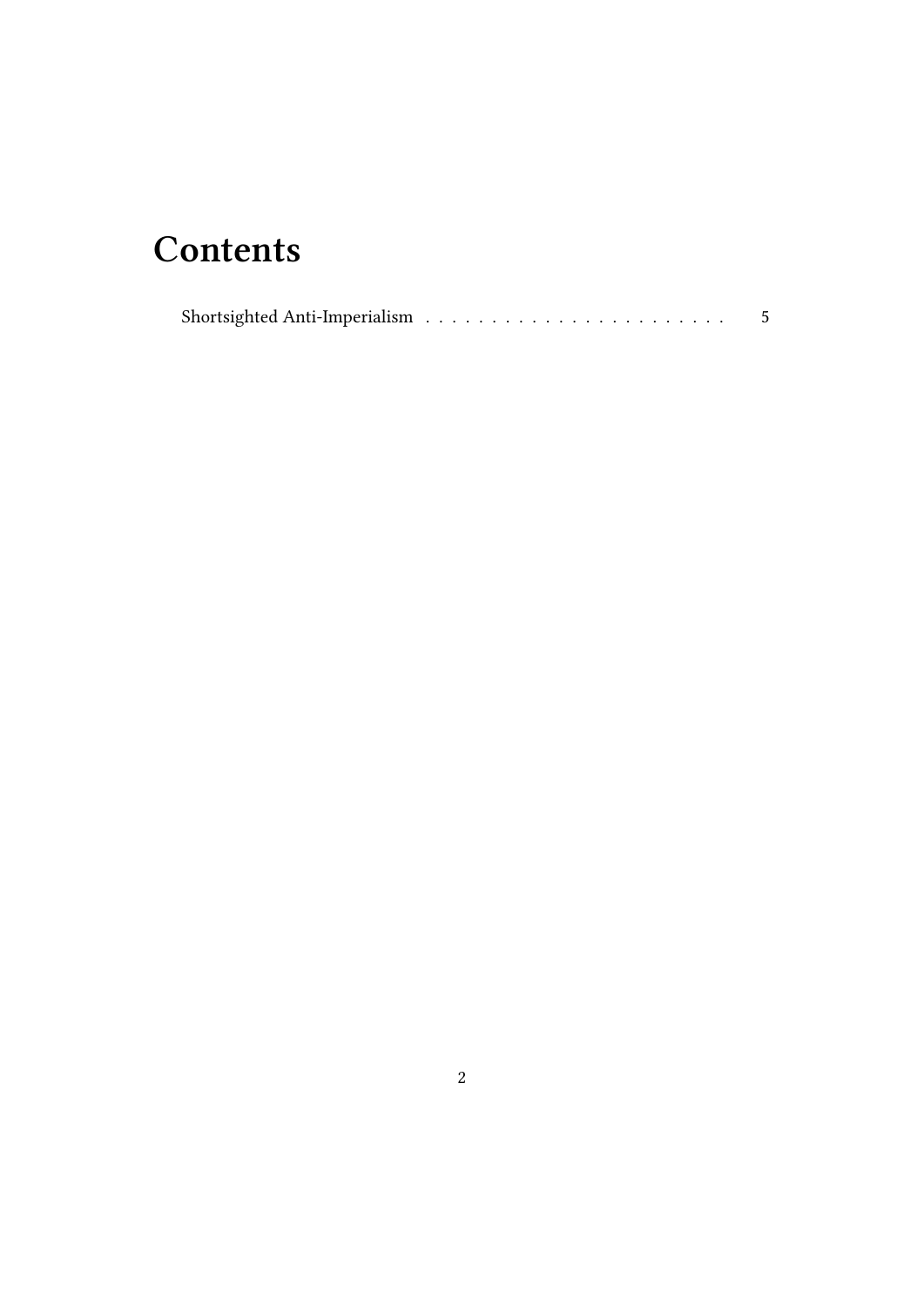# Contents

Shortsighted Anti-Imperialism . . . . . . . . . . . . . . . . . . . . . . . . 5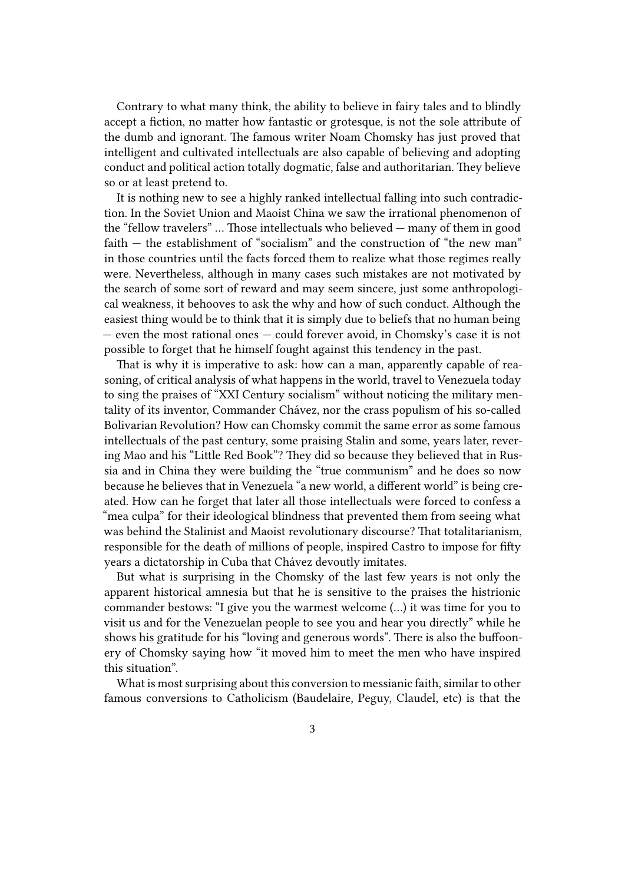Contrary to what many think, the ability to believe in fairy tales and to blindly accept a fiction, no matter how fantastic or grotesque, is not the sole attribute of the dumb and ignorant. The famous writer Noam Chomsky has just proved that intelligent and cultivated intellectuals are also capable of believing and adopting conduct and political action totally dogmatic, false and authoritarian. They believe so or at least pretend to.

It is nothing new to see a highly ranked intellectual falling into such contradiction. In the Soviet Union and Maoist China we saw the irrational phenomenon of the "fellow travelers" … Those intellectuals who believed — many of them in good faith — the establishment of "socialism" and the construction of "the new man" in those countries until the facts forced them to realize what those regimes really were. Nevertheless, although in many cases such mistakes are not motivated by the search of some sort of reward and may seem sincere, just some anthropological weakness, it behooves to ask the why and how of such conduct. Although the easiest thing would be to think that it is simply due to beliefs that no human being — even the most rational ones — could forever avoid, in Chomsky's case it is not possible to forget that he himself fought against this tendency in the past.

That is why it is imperative to ask: how can a man, apparently capable of reasoning, of critical analysis of what happens in the world, travel to Venezuela today to sing the praises of "XXI Century socialism" without noticing the military mentality of its inventor, Commander Chávez, nor the crass populism of his so-called Bolivarian Revolution? How can Chomsky commit the same error as some famous intellectuals of the past century, some praising Stalin and some, years later, revering Mao and his "Little Red Book"? They did so because they believed that in Russia and in China they were building the "true communism" and he does so now because he believes that in Venezuela "a new world, a different world" is being created. How can he forget that later all those intellectuals were forced to confess a "mea culpa" for their ideological blindness that prevented them from seeing what was behind the Stalinist and Maoist revolutionary discourse? That totalitarianism, responsible for the death of millions of people, inspired Castro to impose for fifty years a dictatorship in Cuba that Chávez devoutly imitates.

But what is surprising in the Chomsky of the last few years is not only the apparent historical amnesia but that he is sensitive to the praises the histrionic commander bestows: "I give you the warmest welcome (…) it was time for you to visit us and for the Venezuelan people to see you and hear you directly" while he shows his gratitude for his "loving and generous words". There is also the buffoonery of Chomsky saying how "it moved him to meet the men who have inspired this situation".

What is most surprising about this conversion to messianic faith, similar to other famous conversions to Catholicism (Baudelaire, Peguy, Claudel, etc) is that the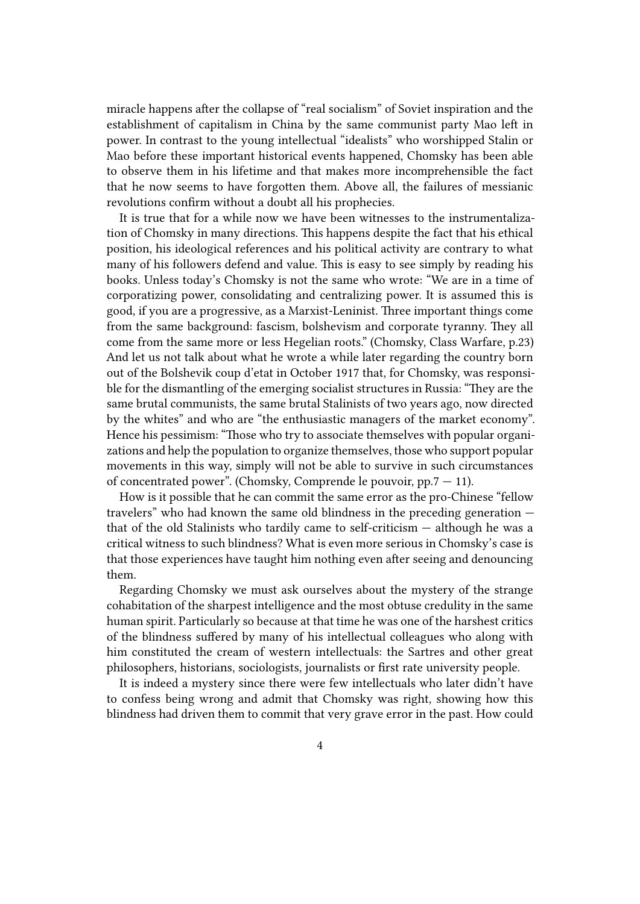miracle happens after the collapse of "real socialism" of Soviet inspiration and the establishment of capitalism in China by the same communist party Mao left in power. In contrast to the young intellectual "idealists" who worshipped Stalin or Mao before these important historical events happened, Chomsky has been able to observe them in his lifetime and that makes more incomprehensible the fact that he now seems to have forgotten them. Above all, the failures of messianic revolutions confirm without a doubt all his prophecies.

It is true that for a while now we have been witnesses to the instrumentalization of Chomsky in many directions. This happens despite the fact that his ethical position, his ideological references and his political activity are contrary to what many of his followers defend and value. This is easy to see simply by reading his books. Unless today's Chomsky is not the same who wrote: "We are in a time of corporatizing power, consolidating and centralizing power. It is assumed this is good, if you are a progressive, as a Marxist-Leninist. Three important things come from the same background: fascism, bolshevism and corporate tyranny. They all come from the same more or less Hegelian roots." (Chomsky, Class Warfare, p.23) And let us not talk about what he wrote a while later regarding the country born out of the Bolshevik coup d'etat in October 1917 that, for Chomsky, was responsible for the dismantling of the emerging socialist structures in Russia: "They are the same brutal communists, the same brutal Stalinists of two years ago, now directed by the whites" and who are "the enthusiastic managers of the market economy". Hence his pessimism: "Those who try to associate themselves with popular organizations and help the population to organize themselves, those who support popular movements in this way, simply will not be able to survive in such circumstances of concentrated power". (Chomsky, Comprende le pouvoir, pp.7 — 11).

How is it possible that he can commit the same error as the pro-Chinese "fellow travelers" who had known the same old blindness in the preceding generation — that of the old Stalinists who tardily came to self-criticism — although he was a critical witness to such blindness? What is even more serious in Chomsky's case is that those experiences have taught him nothing even after seeing and denouncing them.

Regarding Chomsky we must ask ourselves about the mystery of the strange cohabitation of the sharpest intelligence and the most obtuse credulity in the same human spirit. Particularly so because at that time he was one of the harshest critics of the blindness suffered by many of his intellectual colleagues who along with him constituted the cream of western intellectuals: the Sartres and other great philosophers, historians, sociologists, journalists or first rate university people.

It is indeed a mystery since there were few intellectuals who later didn't have to confess being wrong and admit that Chomsky was right, showing how this blindness had driven them to commit that very grave error in the past. How could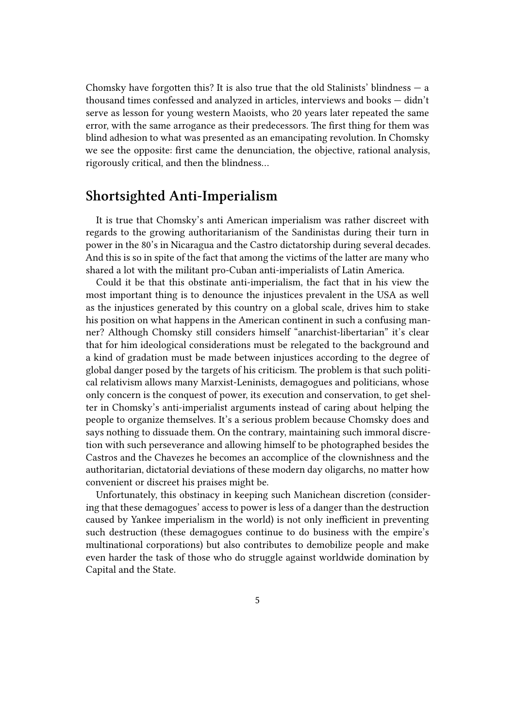Chomsky have forgotten this? It is also true that the old Stalinists' blindness — a thousand times confessed and analyzed in articles, interviews and books — didn't serve as lesson for young western Maoists, who 20 years later repeated the same error, with the same arrogance as their predecessors. The first thing for them was blind adhesion to what was presented as an emancipating revolution. In Chomsky we see the opposite: first came the denunciation, the objective, rational analysis, rigorously critical, and then the blindness…

## Shortsighted Anti-Imperialism

It is true that Chomsky's anti American imperialism was rather discreet with regards to the growing authoritarianism of the Sandinistas during their turn in power in the 80's in Nicaragua and the Castro dictatorship during several decades. And this is so in spite of the fact that among the victims of the latter are many who shared a lot with the militant pro-Cuban anti-imperialists of Latin America.

Could it be that this obstinate anti-imperialism, the fact that in his view the most important thing is to denounce the injustices prevalent in the USA as well as the injustices generated by this country on a global scale, drives him to stake his position on what happens in the American continent in such a confusing manner? Although Chomsky still considers himself "anarchist-libertarian" it's clear that for him ideological considerations must be relegated to the background and a kind of gradation must be made between injustices according to the degree of global danger posed by the targets of his criticism. The problem is that such political relativism allows many Marxist-Leninists, demagogues and politicians, whose only concern is the conquest of power, its execution and conservation, to get shelter in Chomsky's anti-imperialist arguments instead of caring about helping the people to organize themselves. It's a serious problem because Chomsky does and says nothing to dissuade them. On the contrary, maintaining such immoral discretion with such perseverance and allowing himself to be photographed besides the Castros and the Chavezes he becomes an accomplice of the clownishness and the authoritarian, dictatorial deviations of these modern day oligarchs, no matter how convenient or discreet his praises might be.

Unfortunately, this obstinacy in keeping such Manichean discretion (considering that these demagogues' access to power is less of a danger than the destruction caused by Yankee imperialism in the world) is not only inefficient in preventing such destruction (these demagogues continue to do business with the empire's multinational corporations) but also contributes to demobilize people and make even harder the task of those who do struggle against worldwide domination by Capital and the State.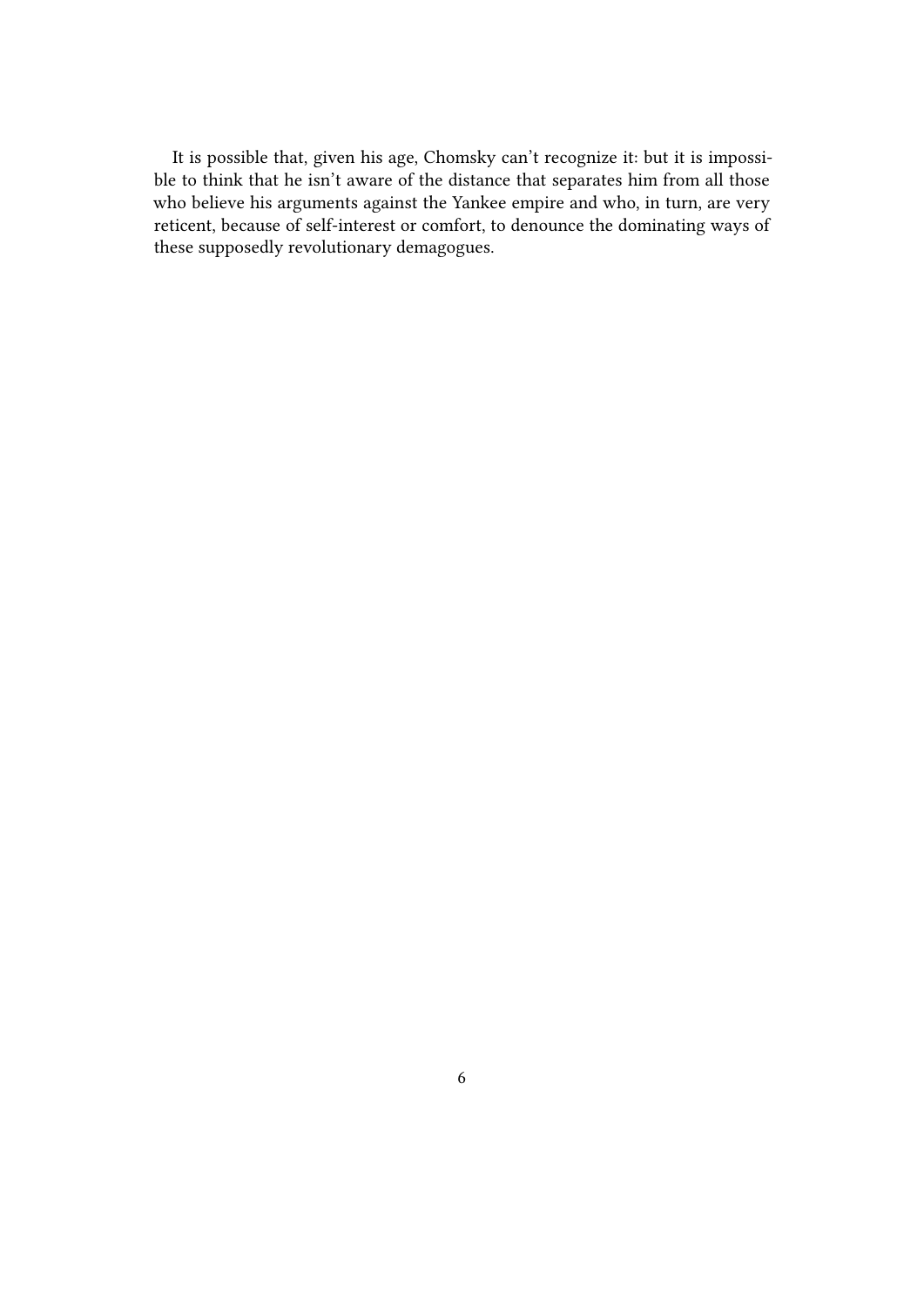It is possible that, given his age, Chomsky can't recognize it: but it is impossible to think that he isn't aware of the distance that separates him from all those who believe his arguments against the Yankee empire and who, in turn, are very reticent, because of self-interest or comfort, to denounce the dominating ways of these supposedly revolutionary demagogues.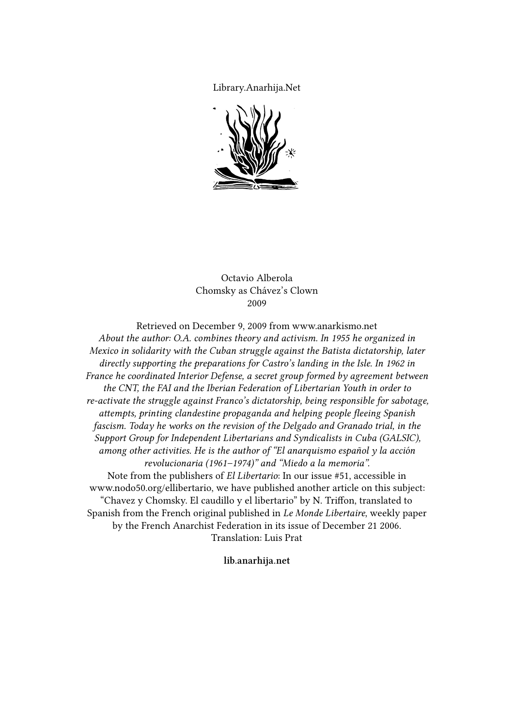Library.Anarhija.Net

Octavio Alberola
Chomsky as Chávez's Clown
2009

Retrieved on December 9, 2009 from www.anarkismo.net

*About the author: O.A. combines theory and activism. In 1955 he organized in Mexico in solidarity with the Cuban struggle against the Batista dictatorship, later directly supporting the preparations for Castro's landing in the Isle. In 1962 in France he coordinated Interior Defense, a secret group formed by agreement between the CNT, the FAI and the Iberian Federation of Libertarian Youth in order to re-activate the struggle against Franco's dictatorship, being responsible for sabotage, attempts, printing clandestine propaganda and helping people fleeing Spanish fascism. Today he works on the revision of the Delgado and Granado trial, in the Support Group for Independent Libertarians and Syndicalists in Cuba (GALSIC), among other activities. He is the author of "El anarquismo español y la acción revolucionaria (1961–1974)" and "Miedo a la memoria".*

Note from the publishers of *El Libertario*: In our issue #51, accessible in www.nodo50.org/ellibertario, we have published another article on this subject: "Chavez y Chomsky. El caudillo y el libertario" by N. Triffon, translated to Spanish from the French original published in *Le Monde Libertaire*, weekly paper by the French Anarchist Federation in its issue of December 21 2006.

Translation: Luis Prat

**lib.anarhija.net**